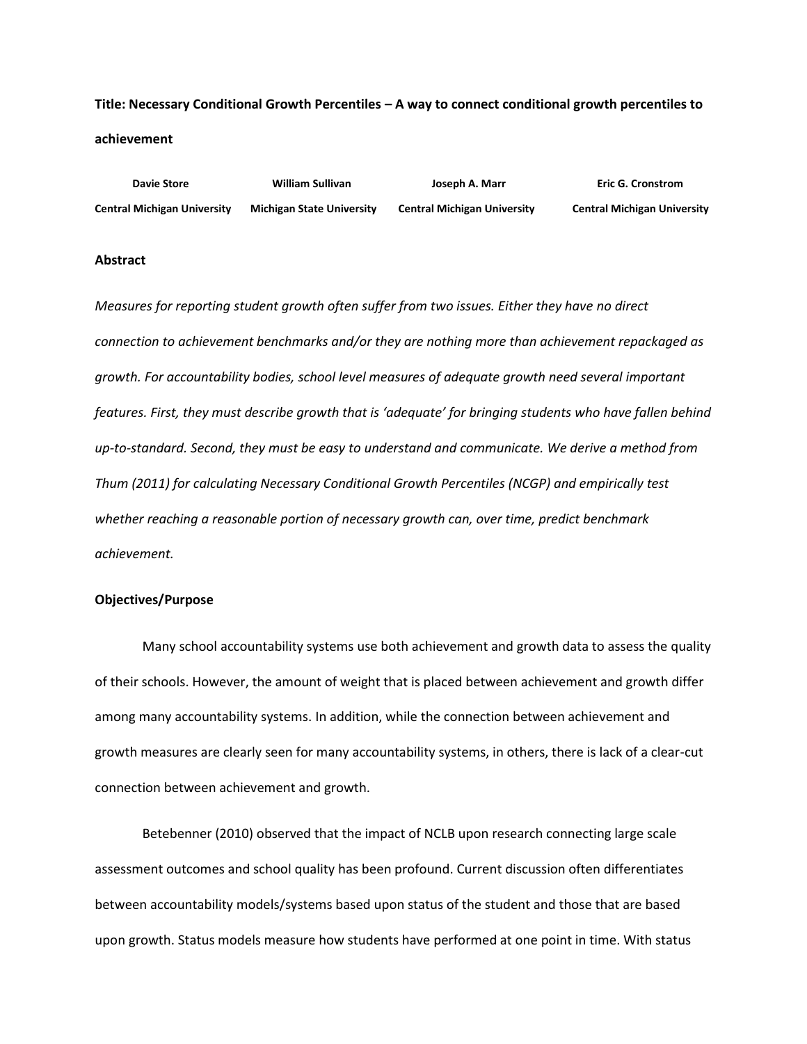**Title: Necessary Conditional Growth Percentiles – A way to connect conditional growth percentiles to achievement**

| Davie Store | William Sullivan | Joseph A. Marr | Eric G. Cronstrom |
|---|---|---|---|
| Central Michigan University | Michigan State University | Central Michigan University | Central Michigan University |

## Abstract

*Measures for reporting student growth often suffer from two issues. Either they have no direct connection to achievement benchmarks and/or they are nothing more than achievement repackaged as growth. For accountability bodies, school level measures of adequate growth need several important features. First, they must describe growth that is 'adequate' for bringing students who have fallen behind up-to-standard. Second, they must be easy to understand and communicate. We derive a method from Thum (2011) for calculating Necessary Conditional Growth Percentiles (NCGP) and empirically test whether reaching a reasonable portion of necessary growth can, over time, predict benchmark achievement.*

## Objectives/Purpose

Many school accountability systems use both achievement and growth data to assess the quality of their schools. However, the amount of weight that is placed between achievement and growth differ among many accountability systems. In addition, while the connection between achievement and growth measures are clearly seen for many accountability systems, in others, there is lack of a clear-cut connection between achievement and growth.

Betebenner (2010) observed that the impact of NCLB upon research connecting large scale assessment outcomes and school quality has been profound. Current discussion often differentiates between accountability models/systems based upon status of the student and those that are based upon growth. Status models measure how students have performed at one point in time. With status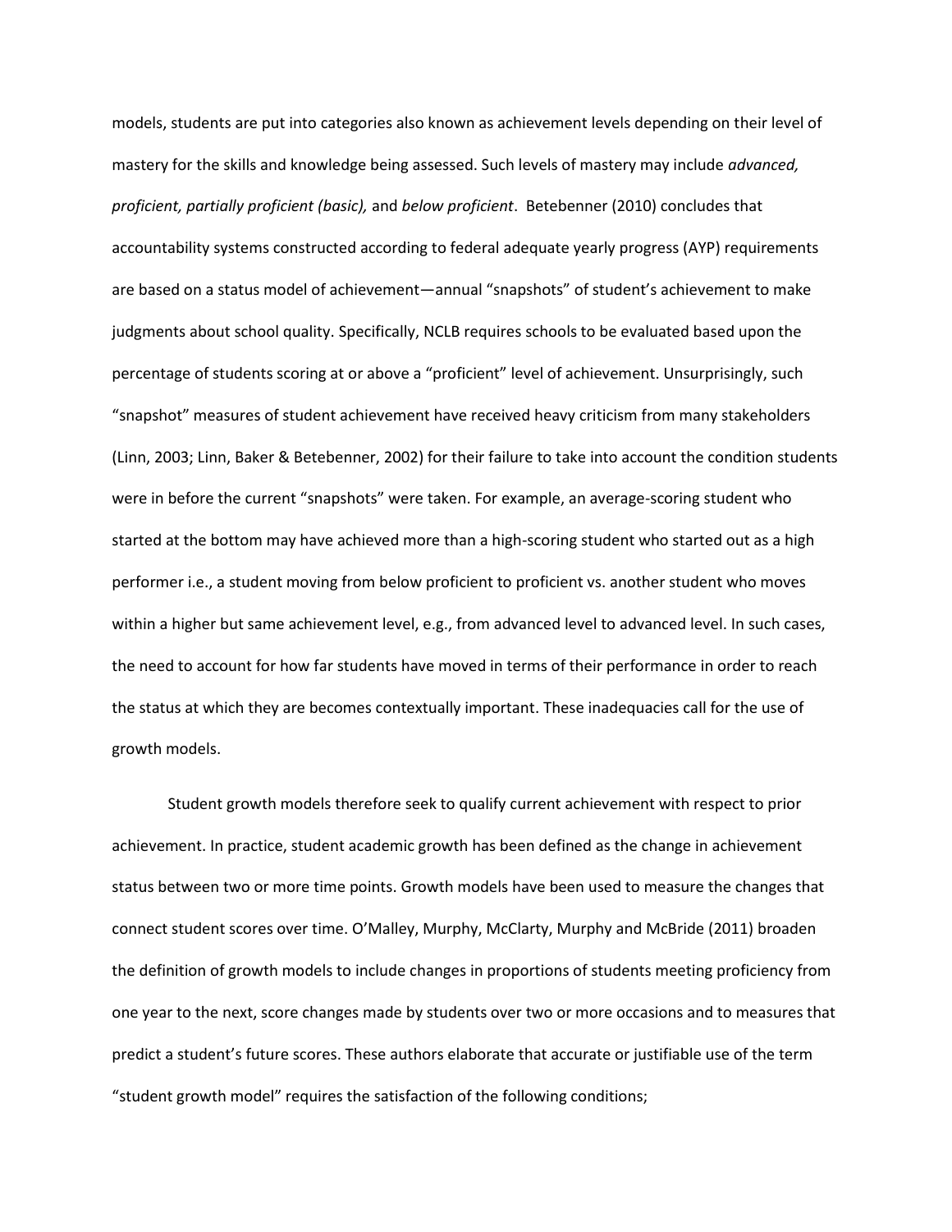models, students are put into categories also known as achievement levels depending on their level of mastery for the skills and knowledge being assessed. Such levels of mastery may include *advanced, proficient, partially proficient (basic),* and *below proficient*. Betebenner (2010) concludes that accountability systems constructed according to federal adequate yearly progress (AYP) requirements are based on a status model of achievement—annual "snapshots" of student's achievement to make judgments about school quality. Specifically, NCLB requires schools to be evaluated based upon the percentage of students scoring at or above a "proficient" level of achievement. Unsurprisingly, such "snapshot" measures of student achievement have received heavy criticism from many stakeholders (Linn, 2003; Linn, Baker & Betebenner, 2002) for their failure to take into account the condition students were in before the current "snapshots" were taken. For example, an average-scoring student who started at the bottom may have achieved more than a high-scoring student who started out as a high performer i.e., a student moving from below proficient to proficient vs. another student who moves within a higher but same achievement level, e.g., from advanced level to advanced level. In such cases, the need to account for how far students have moved in terms of their performance in order to reach the status at which they are becomes contextually important. These inadequacies call for the use of growth models.

Student growth models therefore seek to qualify current achievement with respect to prior achievement. In practice, student academic growth has been defined as the change in achievement status between two or more time points. Growth models have been used to measure the changes that connect student scores over time. O'Malley, Murphy, McClarty, Murphy and McBride (2011) broaden the definition of growth models to include changes in proportions of students meeting proficiency from one year to the next, score changes made by students over two or more occasions and to measures that predict a student's future scores. These authors elaborate that accurate or justifiable use of the term "student growth model" requires the satisfaction of the following conditions;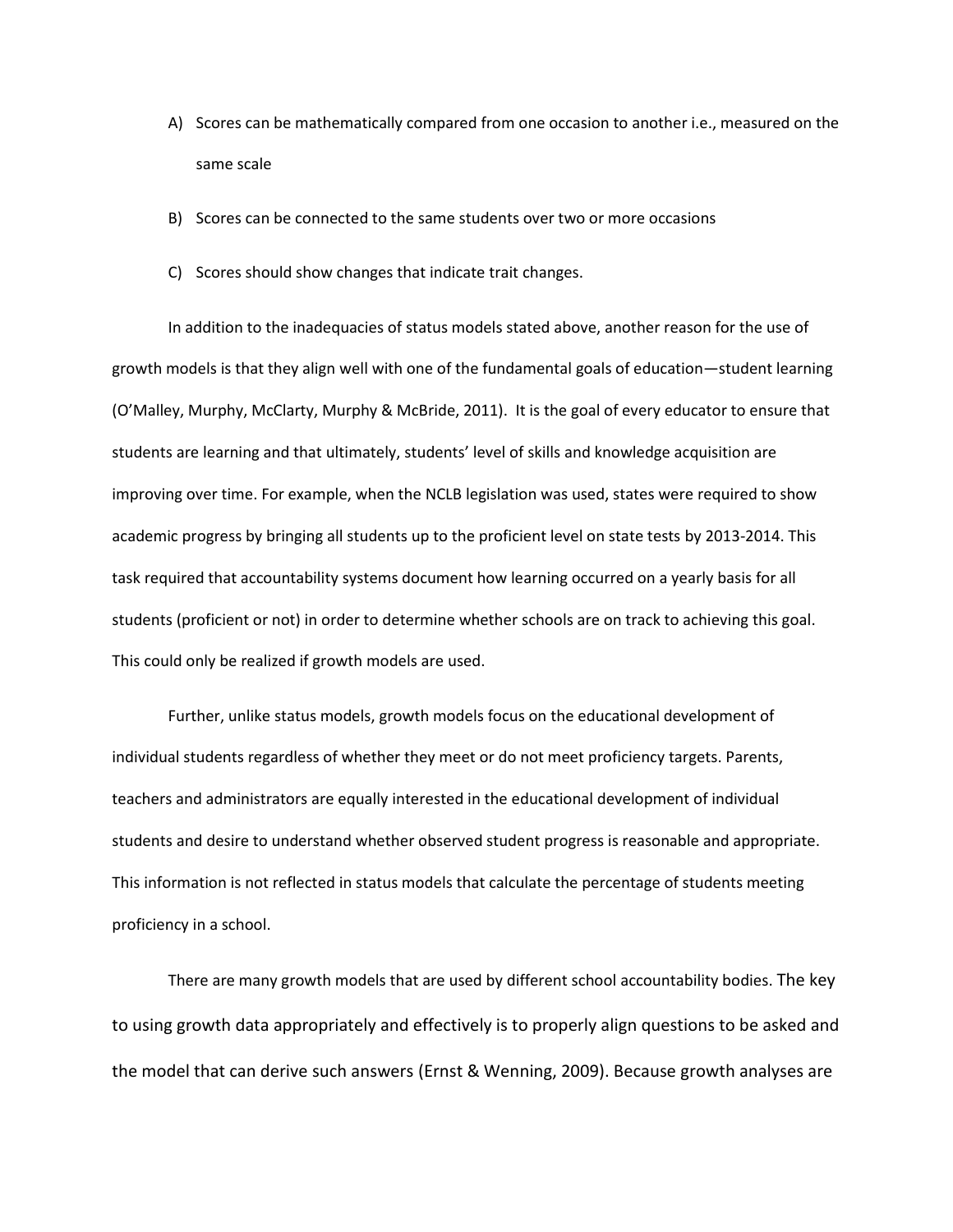A) Scores can be mathematically compared from one occasion to another i.e., measured on the same scale

B) Scores can be connected to the same students over two or more occasions

C) Scores should show changes that indicate trait changes.

In addition to the inadequacies of status models stated above, another reason for the use of growth models is that they align well with one of the fundamental goals of education—student learning (O'Malley, Murphy, McClarty, Murphy & McBride, 2011). It is the goal of every educator to ensure that students are learning and that ultimately, students' level of skills and knowledge acquisition are improving over time. For example, when the NCLB legislation was used, states were required to show academic progress by bringing all students up to the proficient level on state tests by 2013-2014. This task required that accountability systems document how learning occurred on a yearly basis for all students (proficient or not) in order to determine whether schools are on track to achieving this goal. This could only be realized if growth models are used.

Further, unlike status models, growth models focus on the educational development of individual students regardless of whether they meet or do not meet proficiency targets. Parents, teachers and administrators are equally interested in the educational development of individual students and desire to understand whether observed student progress is reasonable and appropriate. This information is not reflected in status models that calculate the percentage of students meeting proficiency in a school.

There are many growth models that are used by different school accountability bodies. The key to using growth data appropriately and effectively is to properly align questions to be asked and the model that can derive such answers (Ernst & Wenning, 2009). Because growth analyses are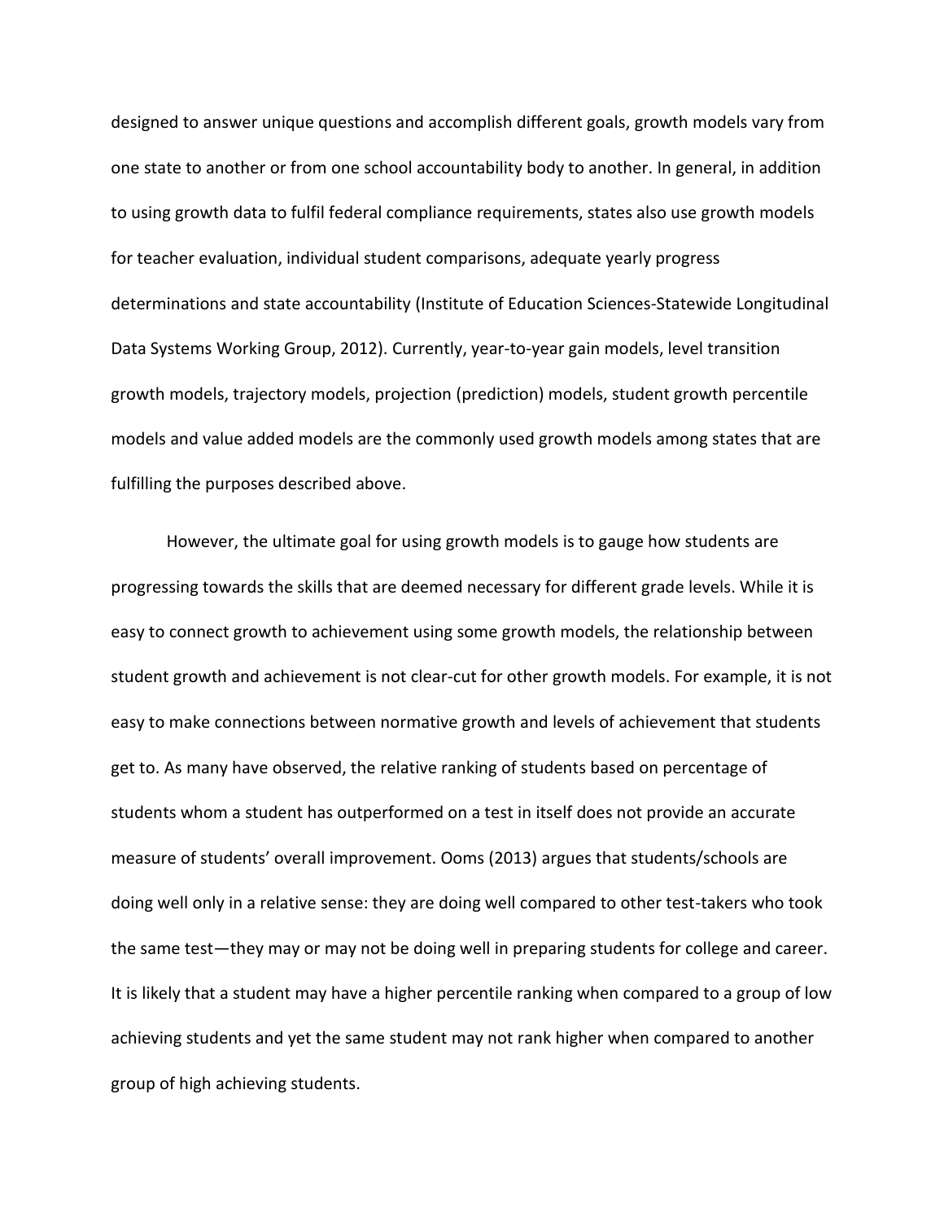designed to answer unique questions and accomplish different goals, growth models vary from one state to another or from one school accountability body to another. In general, in addition to using growth data to fulfil federal compliance requirements, states also use growth models for teacher evaluation, individual student comparisons, adequate yearly progress determinations and state accountability (Institute of Education Sciences-Statewide Longitudinal Data Systems Working Group, 2012). Currently, year-to-year gain models, level transition growth models, trajectory models, projection (prediction) models, student growth percentile models and value added models are the commonly used growth models among states that are fulfilling the purposes described above.

However, the ultimate goal for using growth models is to gauge how students are progressing towards the skills that are deemed necessary for different grade levels. While it is easy to connect growth to achievement using some growth models, the relationship between student growth and achievement is not clear-cut for other growth models. For example, it is not easy to make connections between normative growth and levels of achievement that students get to. As many have observed, the relative ranking of students based on percentage of students whom a student has outperformed on a test in itself does not provide an accurate measure of students' overall improvement. Ooms (2013) argues that students/schools are doing well only in a relative sense: they are doing well compared to other test-takers who took the same test—they may or may not be doing well in preparing students for college and career. It is likely that a student may have a higher percentile ranking when compared to a group of low achieving students and yet the same student may not rank higher when compared to another group of high achieving students.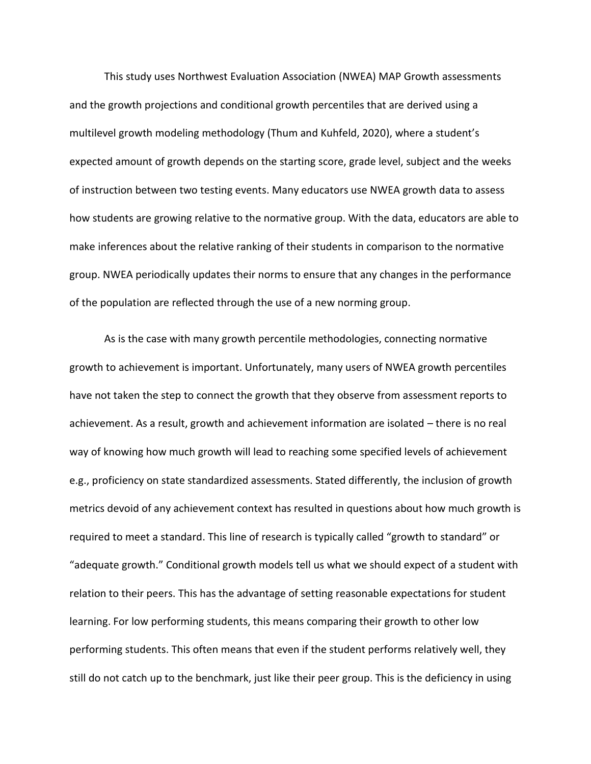This study uses Northwest Evaluation Association (NWEA) MAP Growth assessments and the growth projections and conditional growth percentiles that are derived using a multilevel growth modeling methodology (Thum and Kuhfeld, 2020), where a student's expected amount of growth depends on the starting score, grade level, subject and the weeks of instruction between two testing events. Many educators use NWEA growth data to assess how students are growing relative to the normative group. With the data, educators are able to make inferences about the relative ranking of their students in comparison to the normative group. NWEA periodically updates their norms to ensure that any changes in the performance of the population are reflected through the use of a new norming group.

As is the case with many growth percentile methodologies, connecting normative growth to achievement is important. Unfortunately, many users of NWEA growth percentiles have not taken the step to connect the growth that they observe from assessment reports to achievement. As a result, growth and achievement information are isolated – there is no real way of knowing how much growth will lead to reaching some specified levels of achievement e.g., proficiency on state standardized assessments. Stated differently, the inclusion of growth metrics devoid of any achievement context has resulted in questions about how much growth is required to meet a standard. This line of research is typically called "growth to standard" or "adequate growth." Conditional growth models tell us what we should expect of a student with relation to their peers. This has the advantage of setting reasonable expectations for student learning. For low performing students, this means comparing their growth to other low performing students. This often means that even if the student performs relatively well, they still do not catch up to the benchmark, just like their peer group. This is the deficiency in using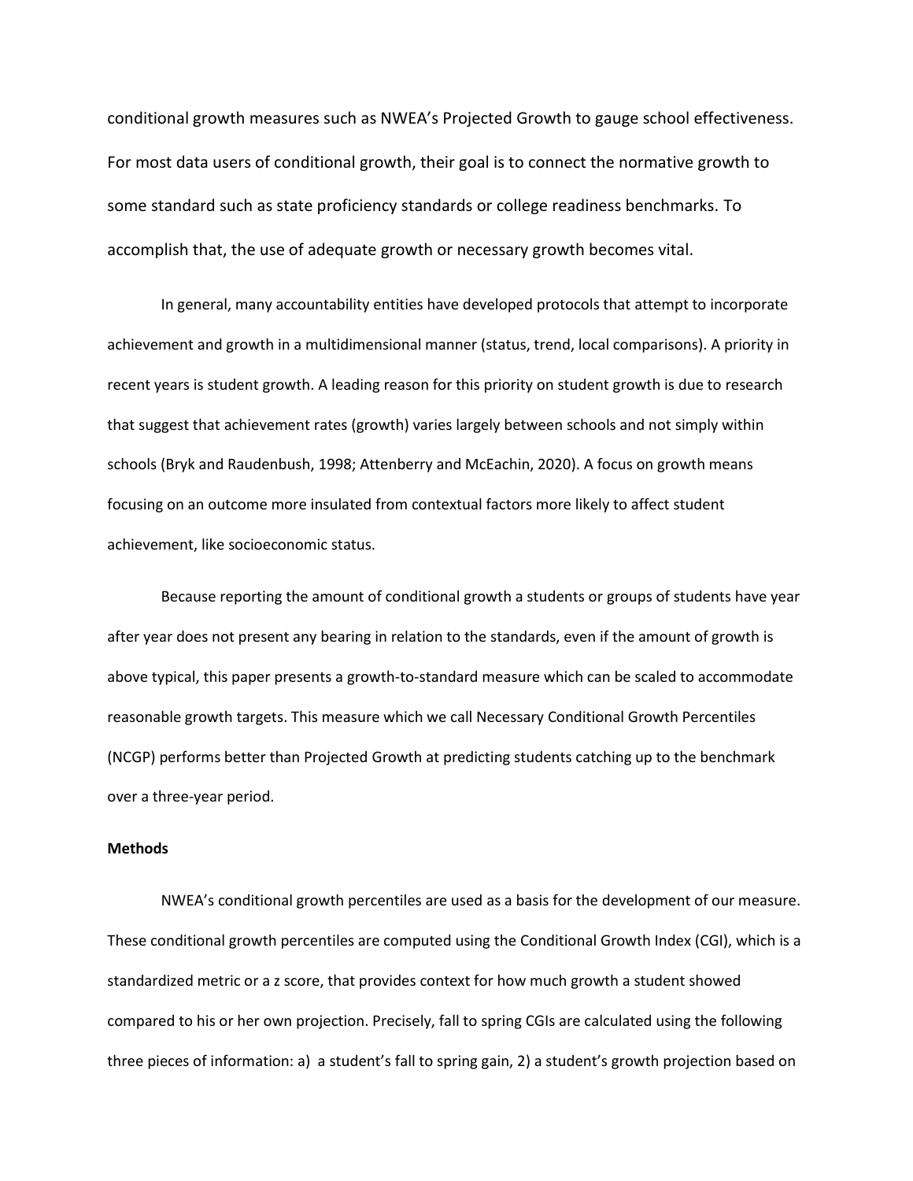conditional growth measures such as NWEA's Projected Growth to gauge school effectiveness. For most data users of conditional growth, their goal is to connect the normative growth to some standard such as state proficiency standards or college readiness benchmarks. To accomplish that, the use of adequate growth or necessary growth becomes vital.

In general, many accountability entities have developed protocols that attempt to incorporate achievement and growth in a multidimensional manner (status, trend, local comparisons). A priority in recent years is student growth. A leading reason for this priority on student growth is due to research that suggest that achievement rates (growth) varies largely between schools and not simply within schools (Bryk and Raudenbush, 1998; Attenberry and McEachin, 2020). A focus on growth means focusing on an outcome more insulated from contextual factors more likely to affect student achievement, like socioeconomic status.

Because reporting the amount of conditional growth a students or groups of students have year after year does not present any bearing in relation to the standards, even if the amount of growth is above typical, this paper presents a growth-to-standard measure which can be scaled to accommodate reasonable growth targets. This measure which we call Necessary Conditional Growth Percentiles (NCGP) performs better than Projected Growth at predicting students catching up to the benchmark over a three-year period.

**Methods**

NWEA's conditional growth percentiles are used as a basis for the development of our measure. These conditional growth percentiles are computed using the Conditional Growth Index (CGI), which is a standardized metric or a z score, that provides context for how much growth a student showed compared to his or her own projection. Precisely, fall to spring CGIs are calculated using the following three pieces of information: a) a student's fall to spring gain, 2) a student's growth projection based on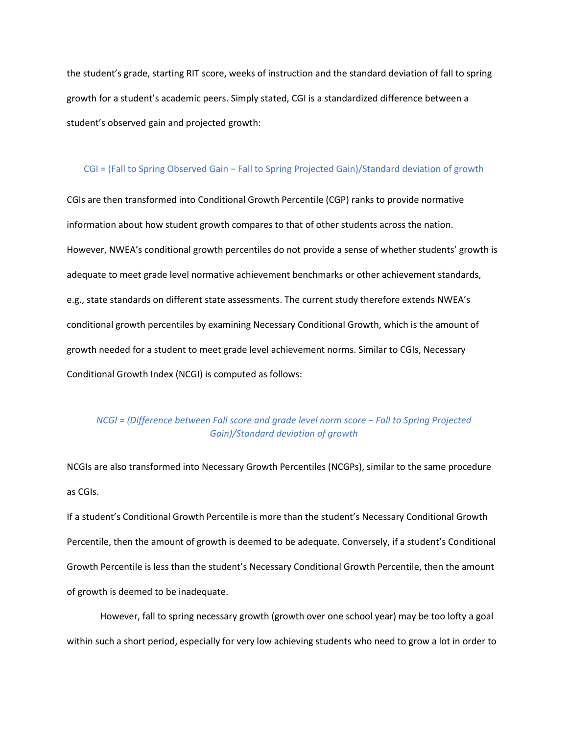the student's grade, starting RIT score, weeks of instruction and the standard deviation of fall to spring growth for a student's academic peers. Simply stated, CGI is a standardized difference between a student's observed gain and projected growth:

CGI = (Fall to Spring Observed Gain − Fall to Spring Projected Gain)/Standard deviation of growth

CGIs are then transformed into Conditional Growth Percentile (CGP) ranks to provide normative information about how student growth compares to that of other students across the nation. However, NWEA's conditional growth percentiles do not provide a sense of whether students' growth is adequate to meet grade level normative achievement benchmarks or other achievement standards, e.g., state standards on different state assessments. The current study therefore extends NWEA's conditional growth percentiles by examining Necessary Conditional Growth, which is the amount of growth needed for a student to meet grade level achievement norms. Similar to CGIs, Necessary Conditional Growth Index (NCGI) is computed as follows:

*NCGI = (Difference between Fall score and grade level norm score − Fall to Spring Projected Gain)/Standard deviation of growth*

NCGIs are also transformed into Necessary Growth Percentiles (NCGPs), similar to the same procedure as CGIs.

If a student's Conditional Growth Percentile is more than the student's Necessary Conditional Growth Percentile, then the amount of growth is deemed to be adequate. Conversely, if a student's Conditional Growth Percentile is less than the student's Necessary Conditional Growth Percentile, then the amount of growth is deemed to be inadequate.

However, fall to spring necessary growth (growth over one school year) may be too lofty a goal within such a short period, especially for very low achieving students who need to grow a lot in order to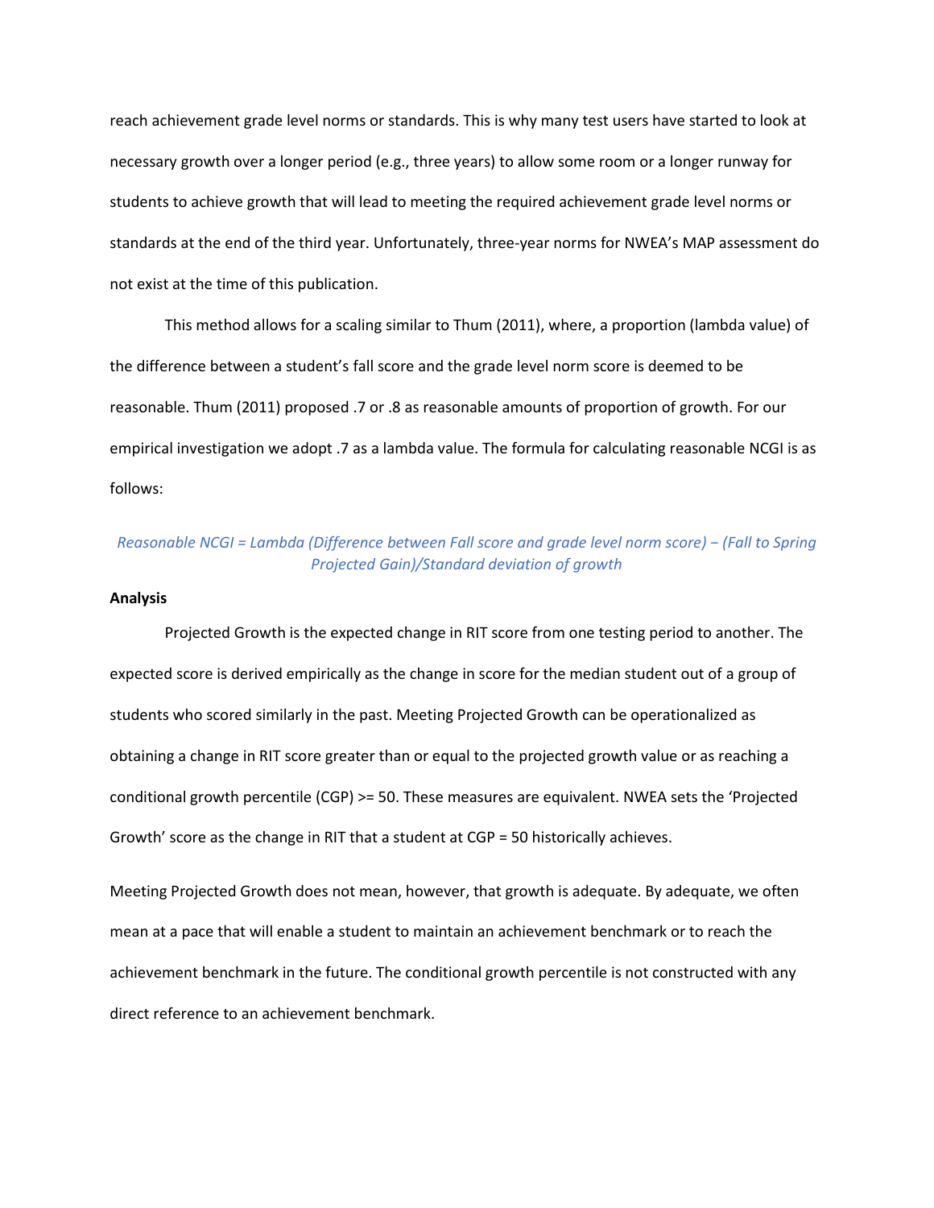reach achievement grade level norms or standards. This is why many test users have started to look at necessary growth over a longer period (e.g., three years) to allow some room or a longer runway for students to achieve growth that will lead to meeting the required achievement grade level norms or standards at the end of the third year. Unfortunately, three-year norms for NWEA's MAP assessment do not exist at the time of this publication.

This method allows for a scaling similar to Thum (2011), where, a proportion (lambda value) of the difference between a student's fall score and the grade level norm score is deemed to be reasonable. Thum (2011) proposed .7 or .8 as reasonable amounts of proportion of growth. For our empirical investigation we adopt .7 as a lambda value. The formula for calculating reasonable NCGI is as follows:

*Reasonable NCGI = Lambda (Difference between Fall score and grade level norm score) − (Fall to Spring Projected Gain)/Standard deviation of growth*

**Analysis**

Projected Growth is the expected change in RIT score from one testing period to another. The expected score is derived empirically as the change in score for the median student out of a group of students who scored similarly in the past. Meeting Projected Growth can be operationalized as obtaining a change in RIT score greater than or equal to the projected growth value or as reaching a conditional growth percentile (CGP) >= 50. These measures are equivalent. NWEA sets the 'Projected Growth' score as the change in RIT that a student at CGP = 50 historically achieves.

Meeting Projected Growth does not mean, however, that growth is adequate. By adequate, we often mean at a pace that will enable a student to maintain an achievement benchmark or to reach the achievement benchmark in the future. The conditional growth percentile is not constructed with any direct reference to an achievement benchmark.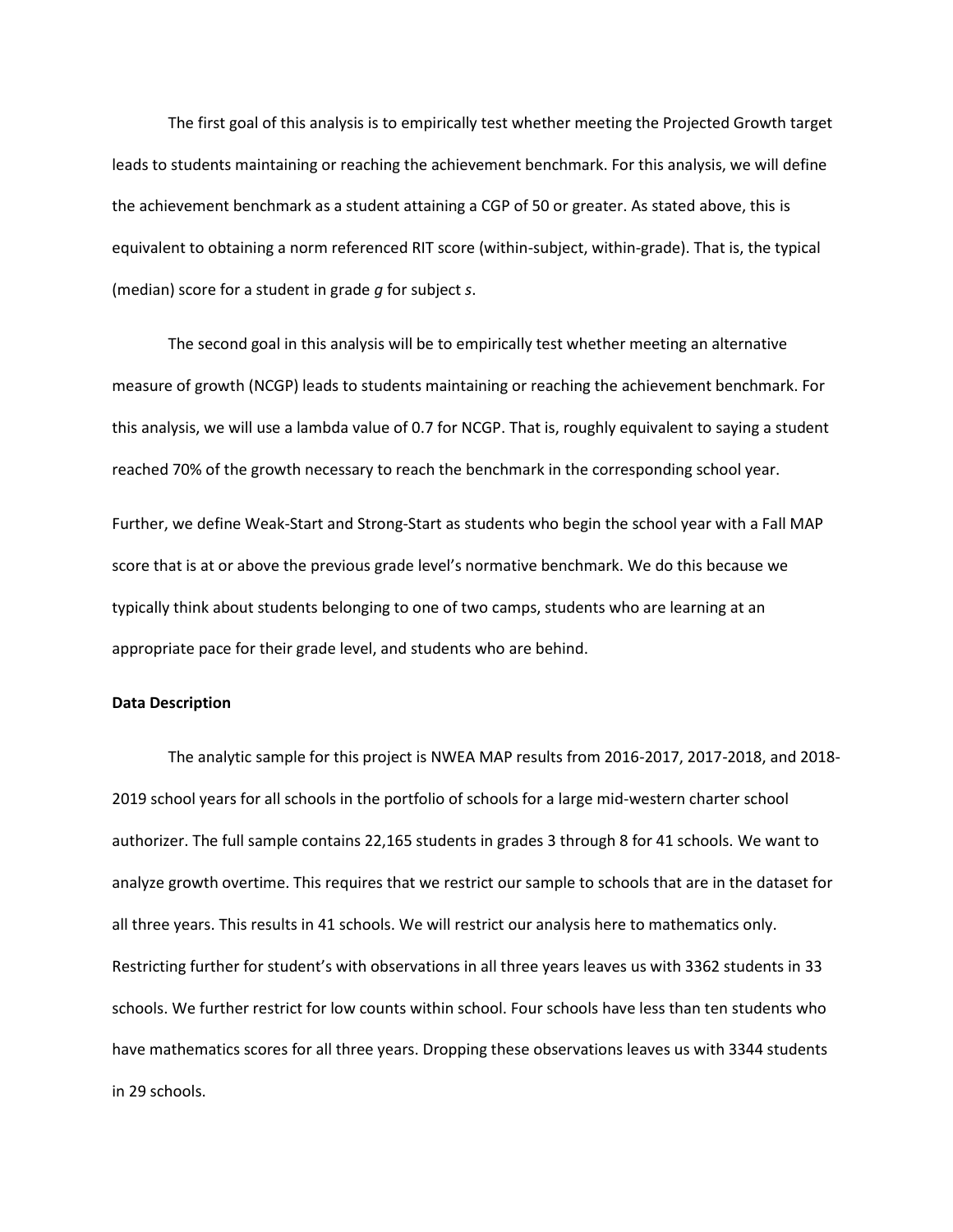The first goal of this analysis is to empirically test whether meeting the Projected Growth target leads to students maintaining or reaching the achievement benchmark. For this analysis, we will define the achievement benchmark as a student attaining a CGP of 50 or greater. As stated above, this is equivalent to obtaining a norm referenced RIT score (within-subject, within-grade). That is, the typical (median) score for a student in grade *g* for subject *s*.

The second goal in this analysis will be to empirically test whether meeting an alternative measure of growth (NCGP) leads to students maintaining or reaching the achievement benchmark. For this analysis, we will use a lambda value of 0.7 for NCGP. That is, roughly equivalent to saying a student reached 70% of the growth necessary to reach the benchmark in the corresponding school year.

Further, we define Weak-Start and Strong-Start as students who begin the school year with a Fall MAP score that is at or above the previous grade level's normative benchmark. We do this because we typically think about students belonging to one of two camps, students who are learning at an appropriate pace for their grade level, and students who are behind.

**Data Description**

The analytic sample for this project is NWEA MAP results from 2016-2017, 2017-2018, and 2018-2019 school years for all schools in the portfolio of schools for a large mid-western charter school authorizer. The full sample contains 22,165 students in grades 3 through 8 for 41 schools. We want to analyze growth overtime. This requires that we restrict our sample to schools that are in the dataset for all three years. This results in 41 schools. We will restrict our analysis here to mathematics only. Restricting further for student's with observations in all three years leaves us with 3362 students in 33 schools. We further restrict for low counts within school. Four schools have less than ten students who have mathematics scores for all three years. Dropping these observations leaves us with 3344 students in 29 schools.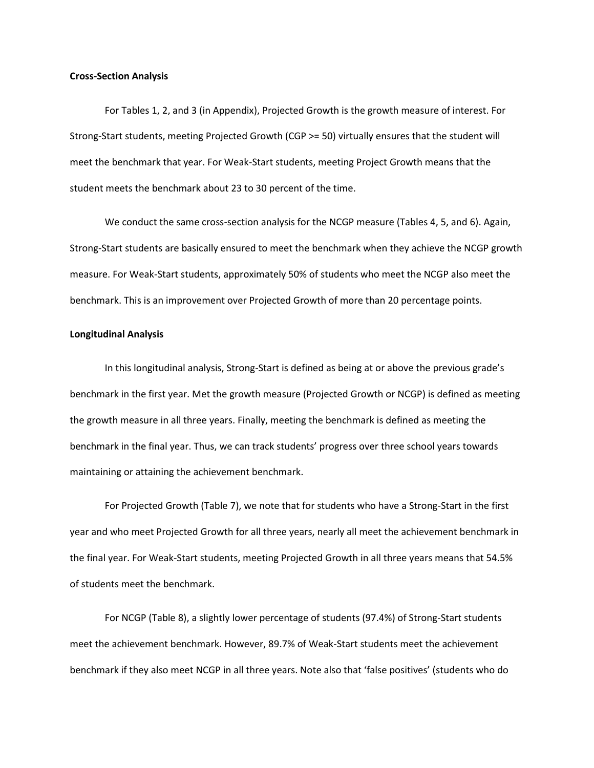**Cross-Section Analysis**

For Tables 1, 2, and 3 (in Appendix), Projected Growth is the growth measure of interest. For Strong-Start students, meeting Projected Growth (CGP >= 50) virtually ensures that the student will meet the benchmark that year. For Weak-Start students, meeting Project Growth means that the student meets the benchmark about 23 to 30 percent of the time.

We conduct the same cross-section analysis for the NCGP measure (Tables 4, 5, and 6). Again, Strong-Start students are basically ensured to meet the benchmark when they achieve the NCGP growth measure. For Weak-Start students, approximately 50% of students who meet the NCGP also meet the benchmark. This is an improvement over Projected Growth of more than 20 percentage points.

**Longitudinal Analysis**

In this longitudinal analysis, Strong-Start is defined as being at or above the previous grade's benchmark in the first year. Met the growth measure (Projected Growth or NCGP) is defined as meeting the growth measure in all three years. Finally, meeting the benchmark is defined as meeting the benchmark in the final year. Thus, we can track students' progress over three school years towards maintaining or attaining the achievement benchmark.

For Projected Growth (Table 7), we note that for students who have a Strong-Start in the first year and who meet Projected Growth for all three years, nearly all meet the achievement benchmark in the final year. For Weak-Start students, meeting Projected Growth in all three years means that 54.5% of students meet the benchmark.

For NCGP (Table 8), a slightly lower percentage of students (97.4%) of Strong-Start students meet the achievement benchmark. However, 89.7% of Weak-Start students meet the achievement benchmark if they also meet NCGP in all three years. Note also that 'false positives' (students who do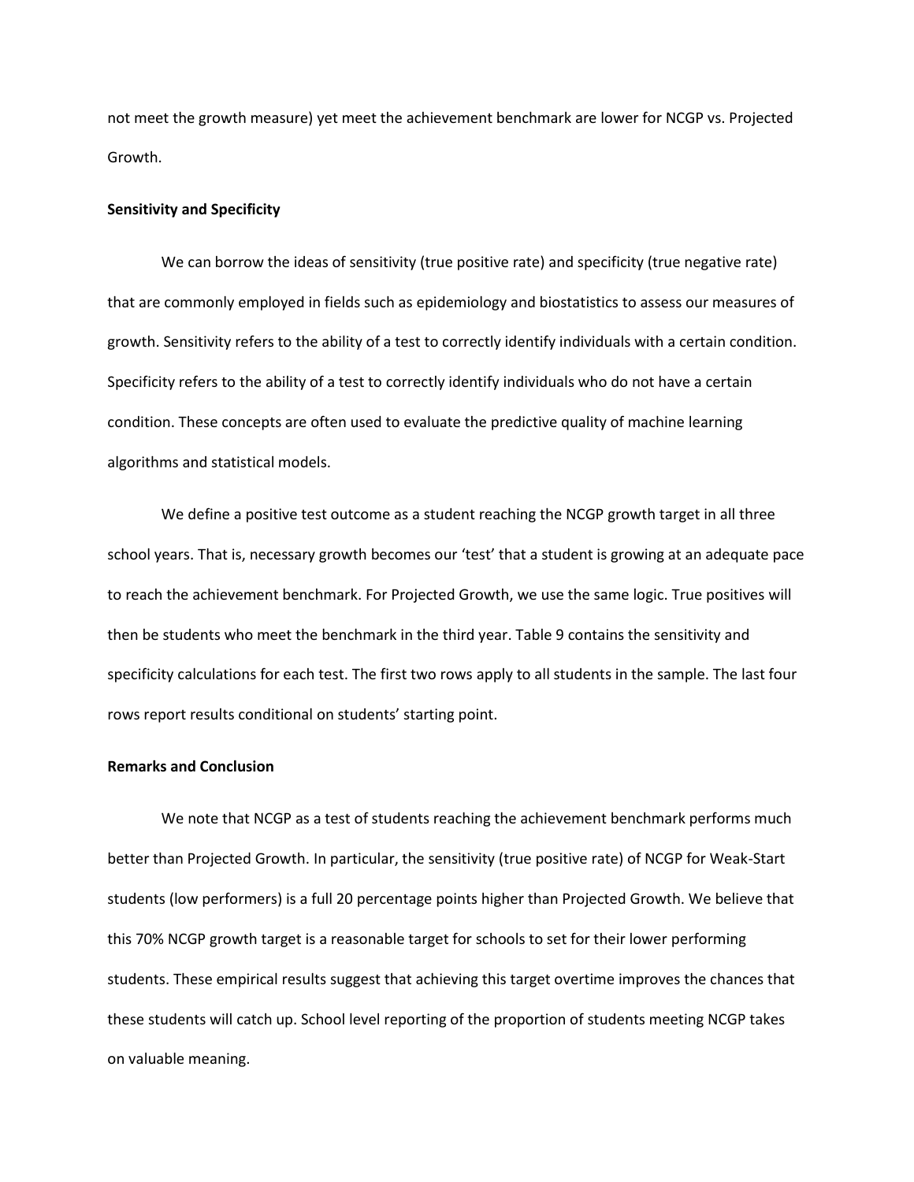not meet the growth measure) yet meet the achievement benchmark are lower for NCGP vs. Projected Growth.

**Sensitivity and Specificity**

We can borrow the ideas of sensitivity (true positive rate) and specificity (true negative rate) that are commonly employed in fields such as epidemiology and biostatistics to assess our measures of growth. Sensitivity refers to the ability of a test to correctly identify individuals with a certain condition. Specificity refers to the ability of a test to correctly identify individuals who do not have a certain condition. These concepts are often used to evaluate the predictive quality of machine learning algorithms and statistical models.

We define a positive test outcome as a student reaching the NCGP growth target in all three school years. That is, necessary growth becomes our 'test' that a student is growing at an adequate pace to reach the achievement benchmark. For Projected Growth, we use the same logic. True positives will then be students who meet the benchmark in the third year. Table 9 contains the sensitivity and specificity calculations for each test. The first two rows apply to all students in the sample. The last four rows report results conditional on students' starting point.

**Remarks and Conclusion**

We note that NCGP as a test of students reaching the achievement benchmark performs much better than Projected Growth. In particular, the sensitivity (true positive rate) of NCGP for Weak-Start students (low performers) is a full 20 percentage points higher than Projected Growth. We believe that this 70% NCGP growth target is a reasonable target for schools to set for their lower performing students. These empirical results suggest that achieving this target overtime improves the chances that these students will catch up. School level reporting of the proportion of students meeting NCGP takes on valuable meaning.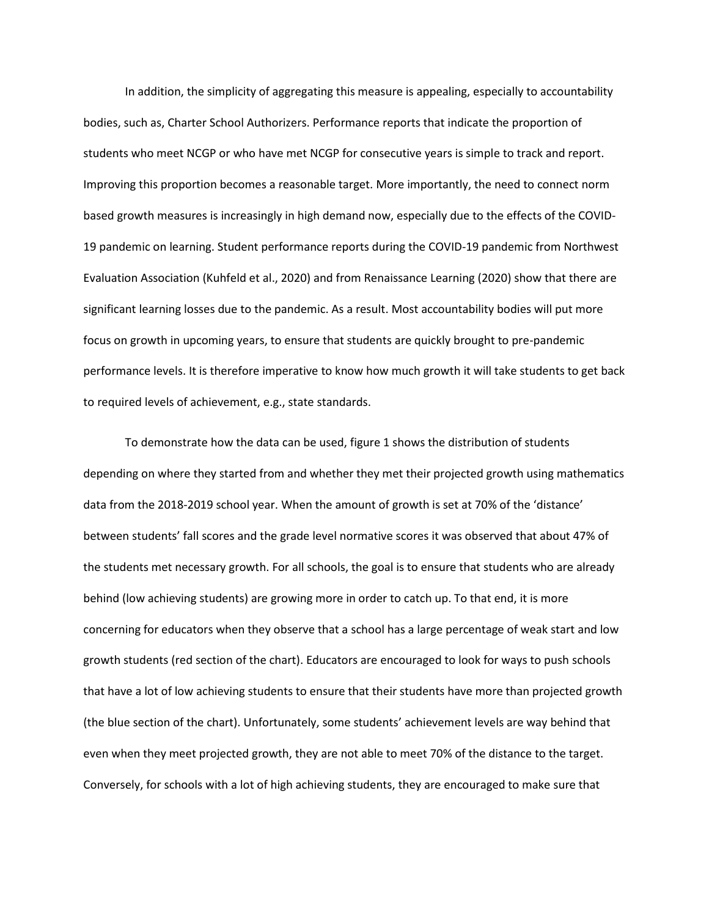In addition, the simplicity of aggregating this measure is appealing, especially to accountability bodies, such as, Charter School Authorizers. Performance reports that indicate the proportion of students who meet NCGP or who have met NCGP for consecutive years is simple to track and report. Improving this proportion becomes a reasonable target. More importantly, the need to connect norm based growth measures is increasingly in high demand now, especially due to the effects of the COVID-19 pandemic on learning. Student performance reports during the COVID-19 pandemic from Northwest Evaluation Association (Kuhfeld et al., 2020) and from Renaissance Learning (2020) show that there are significant learning losses due to the pandemic. As a result. Most accountability bodies will put more focus on growth in upcoming years, to ensure that students are quickly brought to pre-pandemic performance levels. It is therefore imperative to know how much growth it will take students to get back to required levels of achievement, e.g., state standards.

To demonstrate how the data can be used, figure 1 shows the distribution of students depending on where they started from and whether they met their projected growth using mathematics data from the 2018-2019 school year. When the amount of growth is set at 70% of the 'distance' between students' fall scores and the grade level normative scores it was observed that about 47% of the students met necessary growth. For all schools, the goal is to ensure that students who are already behind (low achieving students) are growing more in order to catch up. To that end, it is more concerning for educators when they observe that a school has a large percentage of weak start and low growth students (red section of the chart). Educators are encouraged to look for ways to push schools that have a lot of low achieving students to ensure that their students have more than projected growth (the blue section of the chart). Unfortunately, some students' achievement levels are way behind that even when they meet projected growth, they are not able to meet 70% of the distance to the target. Conversely, for schools with a lot of high achieving students, they are encouraged to make sure that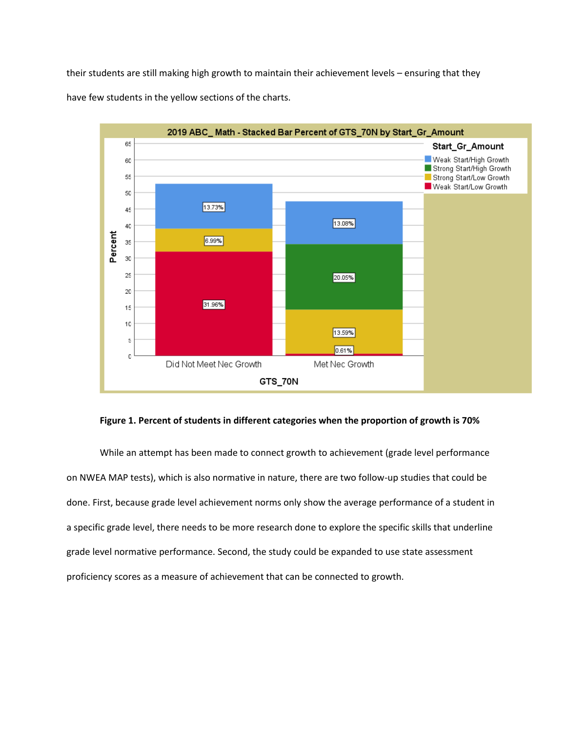their students are still making high growth to maintain their achievement levels – ensuring that they have few students in the yellow sections of the charts.

**Figure 1. Percent of students in different categories when the proportion of growth is 70%**

While an attempt has been made to connect growth to achievement (grade level performance on NWEA MAP tests), which is also normative in nature, there are two follow-up studies that could be done. First, because grade level achievement norms only show the average performance of a student in a specific grade level, there needs to be more research done to explore the specific skills that underline grade level normative performance. Second, the study could be expanded to use state assessment proficiency scores as a measure of achievement that can be connected to growth.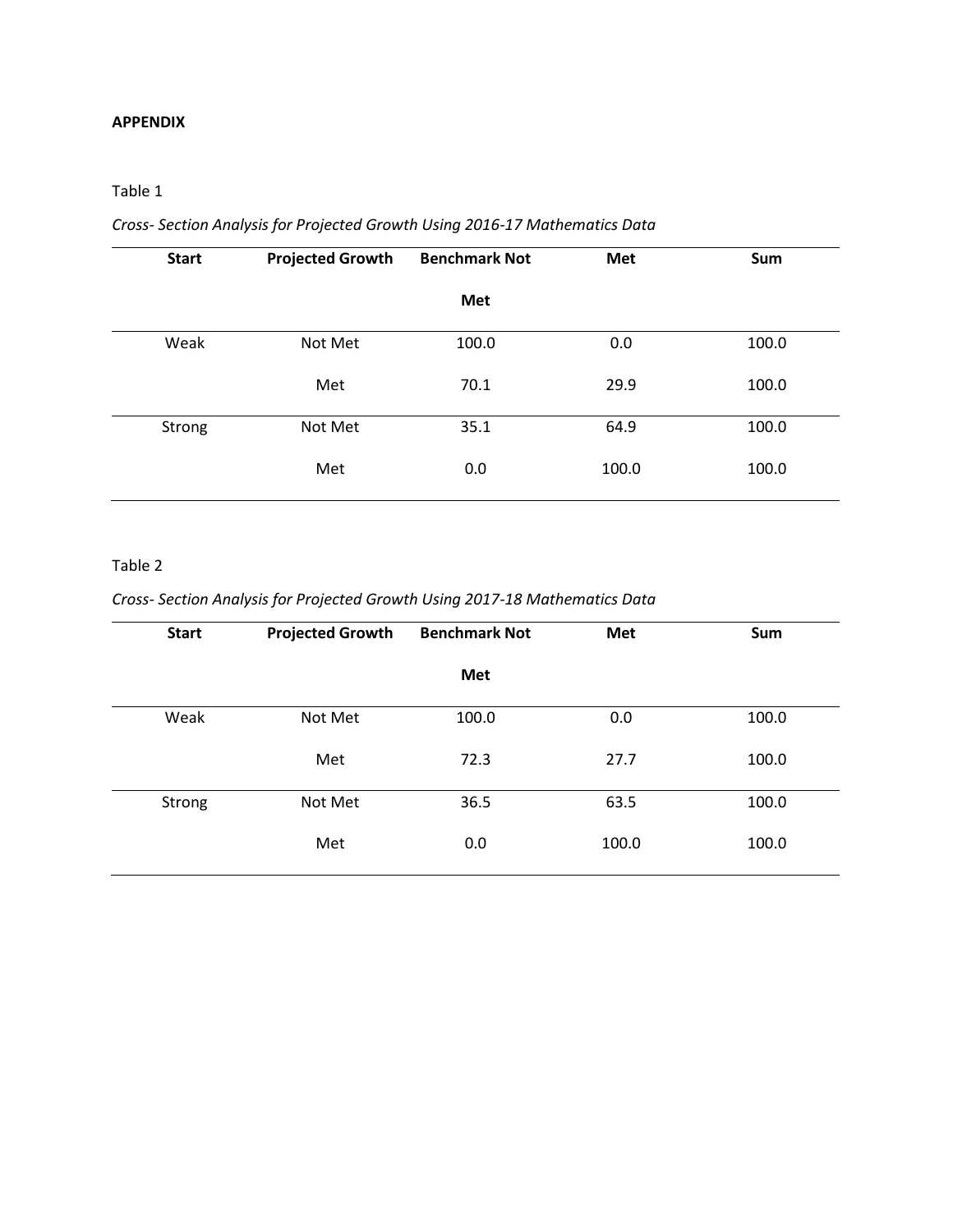**APPENDIX**

Table 1

*Cross- Section Analysis for Projected Growth Using 2016-17 Mathematics Data*

| Start | Projected Growth | Benchmark Not Met | Met | Sum |
|---|---|---|---|---|
| Weak | Not Met | 100.0 | 0.0 | 100.0 |
| | Met | 70.1 | 29.9 | 100.0 |
| Strong | Not Met | 35.1 | 64.9 | 100.0 |
| | Met | 0.0 | 100.0 | 100.0 |

Table 2

*Cross- Section Analysis for Projected Growth Using 2017-18 Mathematics Data*

| Start | Projected Growth | Benchmark Not Met | Met | Sum |
|---|---|---|---|---|
| Weak | Not Met | 100.0 | 0.0 | 100.0 |
| | Met | 72.3 | 27.7 | 100.0 |
| Strong | Not Met | 36.5 | 63.5 | 100.0 |
| | Met | 0.0 | 100.0 | 100.0 |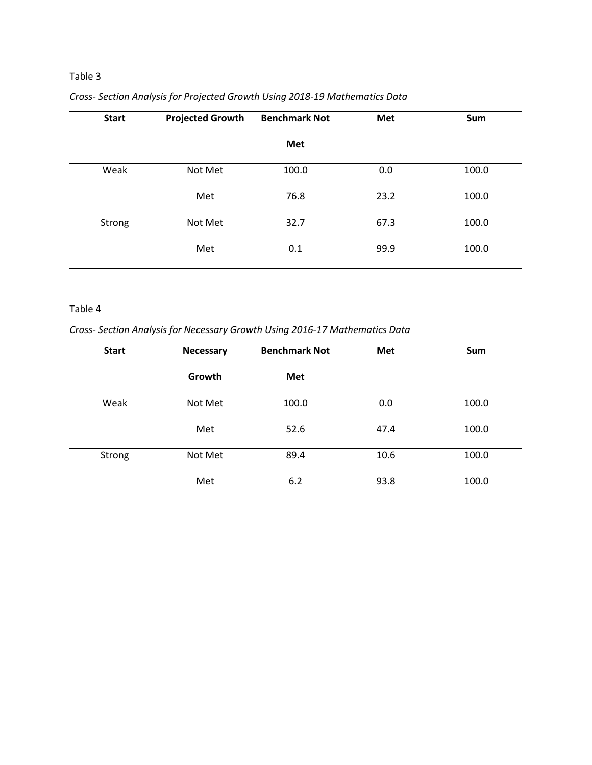Table 3

*Cross- Section Analysis for Projected Growth Using 2018-19 Mathematics Data*

| Start | Projected Growth | Benchmark Not Met | Met | Sum |
|---|---|---|---|---|
| Weak | Not Met | 100.0 | 0.0 | 100.0 |
| | Met | 76.8 | 23.2 | 100.0 |
| Strong | Not Met | 32.7 | 67.3 | 100.0 |
| | Met | 0.1 | 99.9 | 100.0 |

Table 4

*Cross- Section Analysis for Necessary Growth Using 2016-17 Mathematics Data*

| Start | Necessary Growth | Benchmark Not Met | Met | Sum |
|---|---|---|---|---|
| Weak | Not Met | 100.0 | 0.0 | 100.0 |
| | Met | 52.6 | 47.4 | 100.0 |
| Strong | Not Met | 89.4 | 10.6 | 100.0 |
| | Met | 6.2 | 93.8 | 100.0 |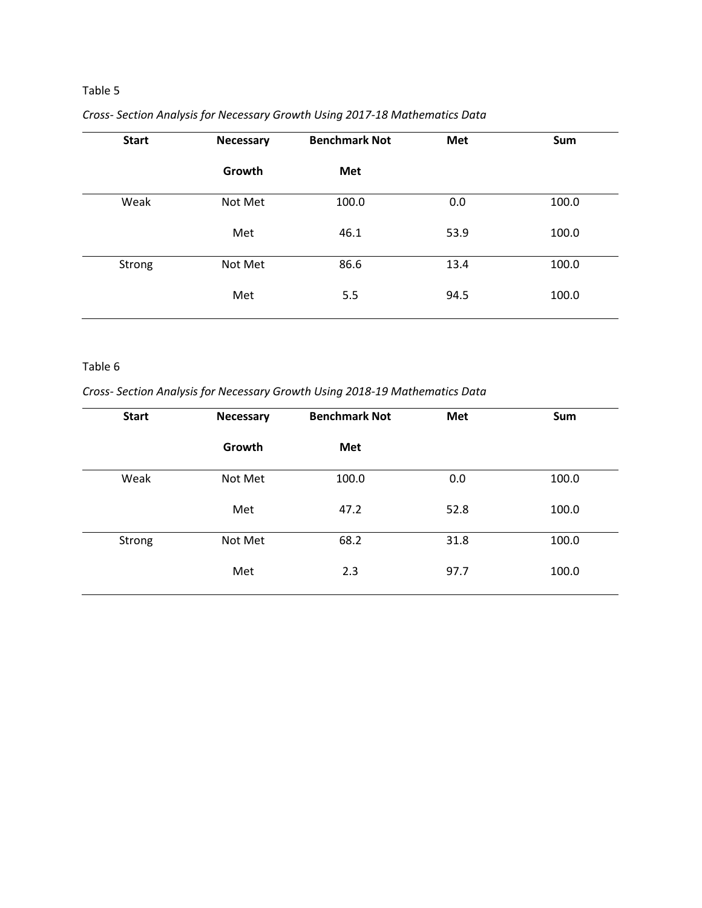Table 5

*Cross- Section Analysis for Necessary Growth Using 2017-18 Mathematics Data*

| Start | Necessary Growth | Benchmark Not Met | Met | Sum |
|---|---|---|---|---|
| Weak | Not Met | 100.0 | 0.0 | 100.0 |
| | Met | 46.1 | 53.9 | 100.0 |
| Strong | Not Met | 86.6 | 13.4 | 100.0 |
| | Met | 5.5 | 94.5 | 100.0 |

Table 6

*Cross- Section Analysis for Necessary Growth Using 2018-19 Mathematics Data*

| Start | Necessary Growth | Benchmark Not Met | Met | Sum |
|---|---|---|---|---|
| Weak | Not Met | 100.0 | 0.0 | 100.0 |
| | Met | 47.2 | 52.8 | 100.0 |
| Strong | Not Met | 68.2 | 31.8 | 100.0 |
| | Met | 2.3 | 97.7 | 100.0 |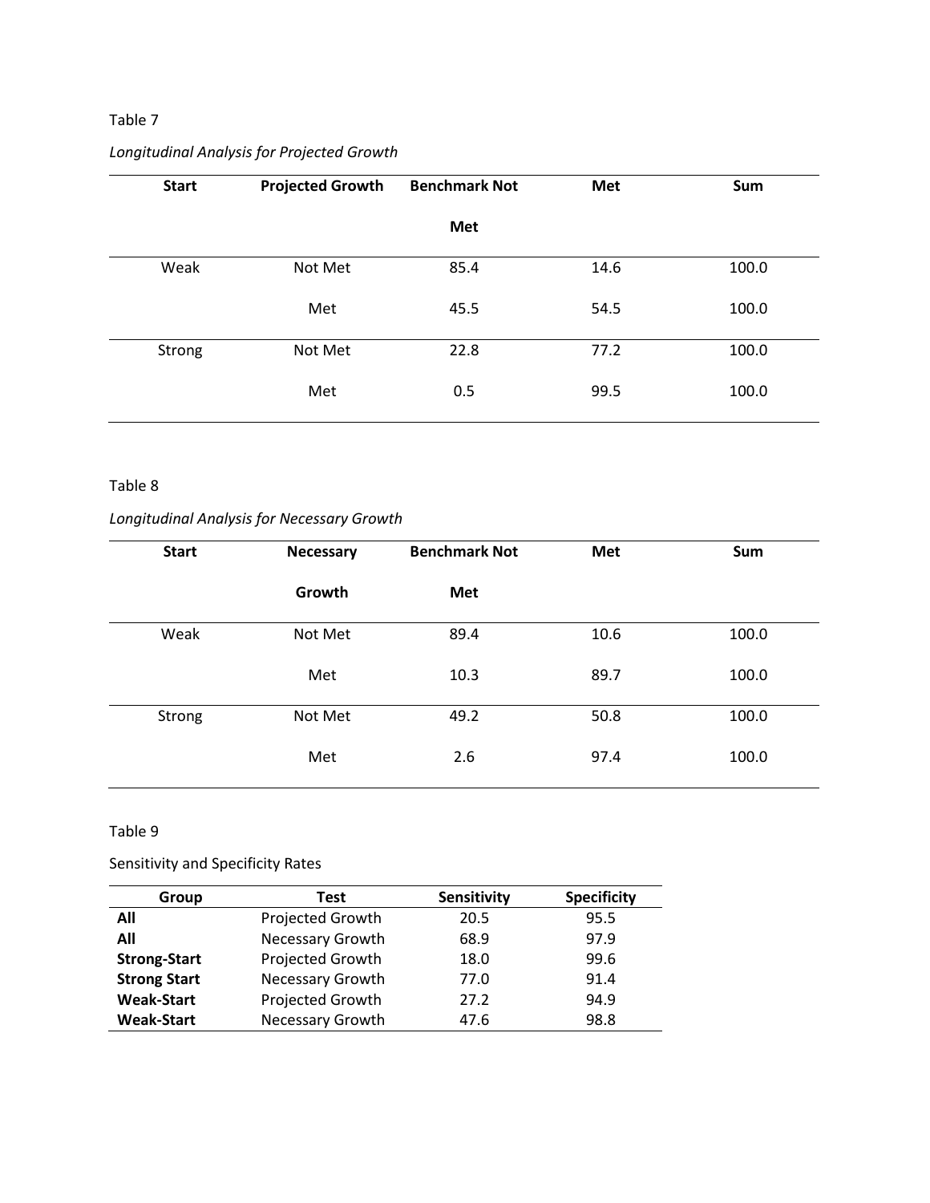Table 7

*Longitudinal Analysis for Projected Growth*

| Start | Projected Growth | Benchmark Not Met | Met | Sum |
|---|---|---|---|---|
| Weak | Not Met | 85.4 | 14.6 | 100.0 |
| | Met | 45.5 | 54.5 | 100.0 |
| Strong | Not Met | 22.8 | 77.2 | 100.0 |
| | Met | 0.5 | 99.5 | 100.0 |

Table 8

*Longitudinal Analysis for Necessary Growth*

| Start | Necessary Growth | Benchmark Not Met | Met | Sum |
|---|---|---|---|---|
| Weak | Not Met | 89.4 | 10.6 | 100.0 |
| | Met | 10.3 | 89.7 | 100.0 |
| Strong | Not Met | 49.2 | 50.8 | 100.0 |
| | Met | 2.6 | 97.4 | 100.0 |

Table 9

Sensitivity and Specificity Rates

| Group | Test | Sensitivity | Specificity |
|---|---|---|---|
| **All** | Projected Growth | 20.5 | 95.5 |
| **All** | Necessary Growth | 68.9 | 97.9 |
| **Strong-Start** | Projected Growth | 18.0 | 99.6 |
| **Strong Start** | Necessary Growth | 77.0 | 91.4 |
| **Weak-Start** | Projected Growth | 27.2 | 94.9 |
| **Weak-Start** | Necessary Growth | 47.6 | 98.8 |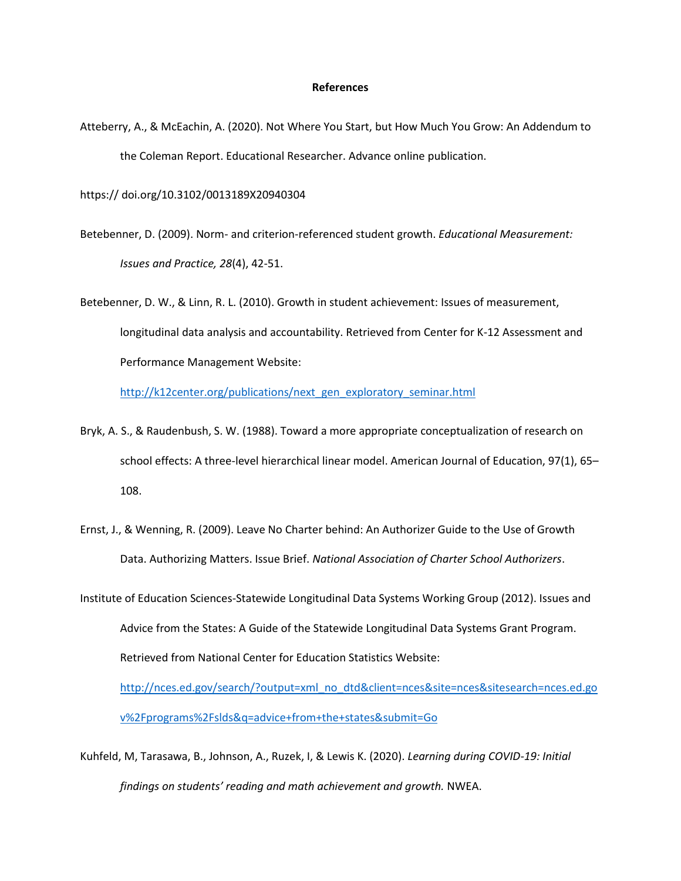**References**

Atteberry, A., & McEachin, A. (2020). Not Where You Start, but How Much You Grow: An Addendum to the Coleman Report. Educational Researcher. Advance online publication.

https:// doi.org/10.3102/0013189X20940304

Betebenner, D. (2009). Norm- and criterion-referenced student growth. *Educational Measurement: Issues and Practice, 28*(4), 42-51.

Betebenner, D. W., & Linn, R. L. (2010). Growth in student achievement: Issues of measurement, longitudinal data analysis and accountability. Retrieved from Center for K-12 Assessment and Performance Management Website: http://k12center.org/publications/next_gen_exploratory_seminar.html

Bryk, A. S., & Raudenbush, S. W. (1988). Toward a more appropriate conceptualization of research on school effects: A three-level hierarchical linear model. American Journal of Education, 97(1), 65–108.

Ernst, J., & Wenning, R. (2009). Leave No Charter behind: An Authorizer Guide to the Use of Growth Data. Authorizing Matters. Issue Brief. *National Association of Charter School Authorizers*.

Institute of Education Sciences-Statewide Longitudinal Data Systems Working Group (2012). Issues and Advice from the States: A Guide of the Statewide Longitudinal Data Systems Grant Program. Retrieved from National Center for Education Statistics Website: http://nces.ed.gov/search/?output=xml_no_dtd&client=nces&site=nces&sitesearch=nces.ed.gov%2Fprograms%2Fslds&q=advice+from+the+states&submit=Go

Kuhfeld, M, Tarasawa, B., Johnson, A., Ruzek, I, & Lewis K. (2020). *Learning during COVID-19: Initial findings on students' reading and math achievement and growth.* NWEA.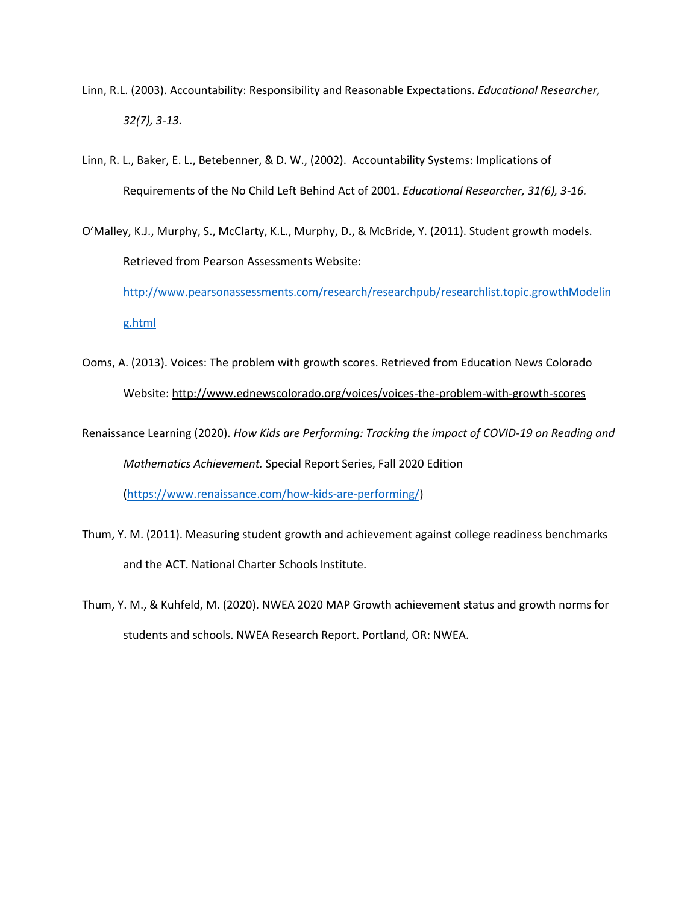Linn, R.L. (2003). Accountability: Responsibility and Reasonable Expectations. *Educational Researcher, 32(7), 3-13.*

Linn, R. L., Baker, E. L., Betebenner, & D. W., (2002). Accountability Systems: Implications of Requirements of the No Child Left Behind Act of 2001. *Educational Researcher, 31(6), 3-16.*

O'Malley, K.J., Murphy, S., McClarty, K.L., Murphy, D., & McBride, Y. (2011). Student growth models. Retrieved from Pearson Assessments Website: http://www.pearsonassessments.com/research/researchpub/researchlist.topic.growthModeling.html

Ooms, A. (2013). Voices: The problem with growth scores. Retrieved from Education News Colorado Website: http://www.ednewscolorado.org/voices/voices-the-problem-with-growth-scores

Renaissance Learning (2020). *How Kids are Performing: Tracking the impact of COVID-19 on Reading and Mathematics Achievement.* Special Report Series, Fall 2020 Edition (https://www.renaissance.com/how-kids-are-performing/)

Thum, Y. M. (2011). Measuring student growth and achievement against college readiness benchmarks and the ACT. National Charter Schools Institute.

Thum, Y. M., & Kuhfeld, M. (2020). NWEA 2020 MAP Growth achievement status and growth norms for students and schools. NWEA Research Report. Portland, OR: NWEA.